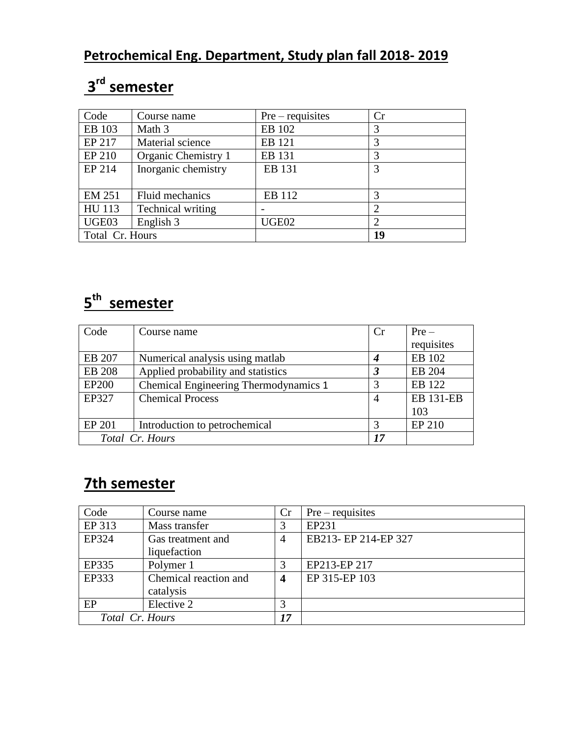# Petrochemical Eng. Department, Study plan fall 2018- 2019

## 3rd semester

| Code | Course name | Pre – requisites | Cr |
|---|---|---|---|
| EB 103 | Math 3 | EB 102 | 3 |
| EP 217 | Material science | EB 121 | 3 |
| EP 210 | Organic Chemistry 1 | EB 131 | 3 |
| EP 214 | Inorganic chemistry | EB 131 | 3 |
| EM 251 | Fluid mechanics | EB 112 | 3 |
| HU 113 | Technical writing | - | 2 |
| UGE03 | English 3 | UGE02 | 2 |
| Total Cr. Hours | | | **19** |

## 5th semester

| Code | Course name | Cr | Pre – requisites |
|---|---|---|---|
| EB 207 | Numerical analysis using matlab | ***4*** | EB 102 |
| EB 208 | Applied probability and statistics | ***3*** | EB 204 |
| EP200 | Chemical Engineering Thermodynamics 1 | 3 | EB 122 |
| EP327 | Chemical Process | 4 | EB 131-EB 103 |
| EP 201 | Introduction to petrochemical | 3 | EP 210 |
| *Total Cr. Hours* | | ***17*** | |

## 7th semester

| Code | Course name | Cr | Pre – requisites |
|---|---|---|---|
| EP 313 | Mass transfer | 3 | EP231 |
| EP324 | Gas treatment and liquefaction | 4 | EB213- EP 214-EP 327 |
| EP335 | Polymer 1 | 3 | EP213-EP 217 |
| EP333 | Chemical reaction and catalysis | **4** | EP 315-EP 103 |
| EP | Elective 2 | 3 | |
| *Total Cr. Hours* | | ***17*** | |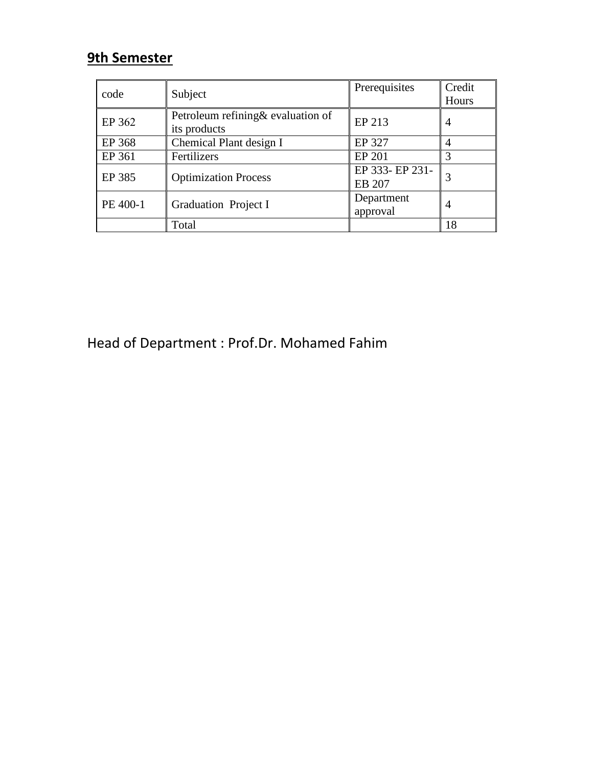## 9th Semester

| code | Subject | Prerequisites | Credit Hours |
|---|---|---|---|
| EP 362 | Petroleum refining& evaluation of its products | EP 213 | 4 |
| EP 368 | Chemical Plant design I | EP 327 | 4 |
| EP 361 | Fertilizers | EP 201 | 3 |
| EP 385 | Optimization Process | EP 333- EP 231- EB 207 | 3 |
| PE 400-1 | Graduation Project I | Department approval | 4 |
| | Total | | 18 |

Head of Department : Prof.Dr. Mohamed Fahim